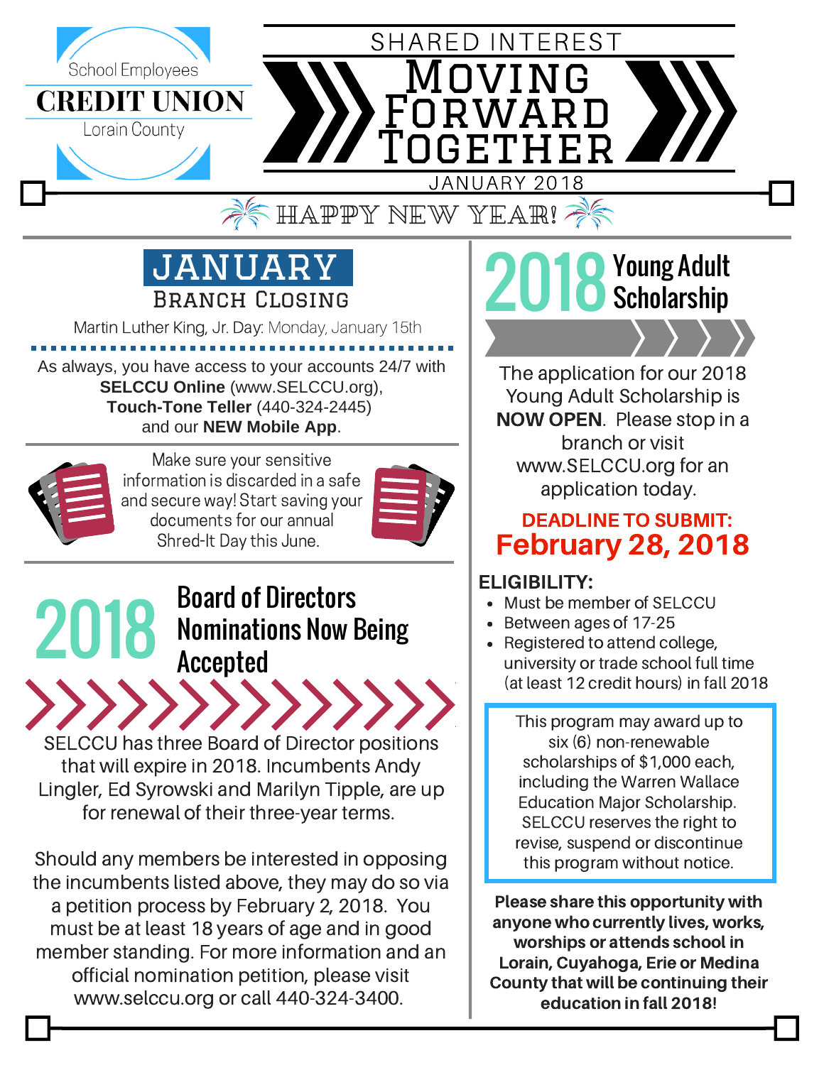School Employees
**CREDIT UNION**
Lorain County

# SHARED INTEREST
# MOVING FORWARD TOGETHER

JANUARY 2018

HAPPY NEW YEAR!

## JANUARY
### BRANCH CLOSING

Martin Luther King, Jr. Day: Monday, January 15th

As always, you have access to your accounts 24/7 with **SELCCU Online** (www.SELCCU.org), **Touch-Tone Teller** (440-324-2445) and our **NEW Mobile App**.

Make sure your sensitive information is discarded in a safe and secure way! Start saving your documents for our annual Shred-It Day this June.

## 2018 Board of Directors Nominations Now Being Accepted

SELCCU has three Board of Director positions that will expire in 2018. Incumbents Andy Lingler, Ed Syrowski and Marilyn Tipple, are up for renewal of their three-year terms.

Should any members be interested in opposing the incumbents listed above, they may do so via a petition process by February 2, 2018. You must be at least 18 years of age and in good member standing. For more information and an official nomination petition, please visit www.selccu.org or call 440-324-3400.

## 2018 Young Adult Scholarship

The application for our 2018 Young Adult Scholarship is **NOW OPEN**. Please stop in a branch or visit www.SELCCU.org for an application today.

**DEADLINE TO SUBMIT:**
**February 28, 2018**

**ELIGIBILITY:**

- Must be member of SELCCU
- Between ages of 17-25
- Registered to attend college, university or trade school full time (at least 12 credit hours) in fall 2018

This program may award up to six (6) non-renewable scholarships of $1,000 each, including the Warren Wallace Education Major Scholarship. SELCCU reserves the right to revise, suspend or discontinue this program without notice.

**Please share this opportunity with anyone who currently lives, works, worships or attends school in Lorain, Cuyahoga, Erie or Medina County that will be continuing their education in fall 2018!**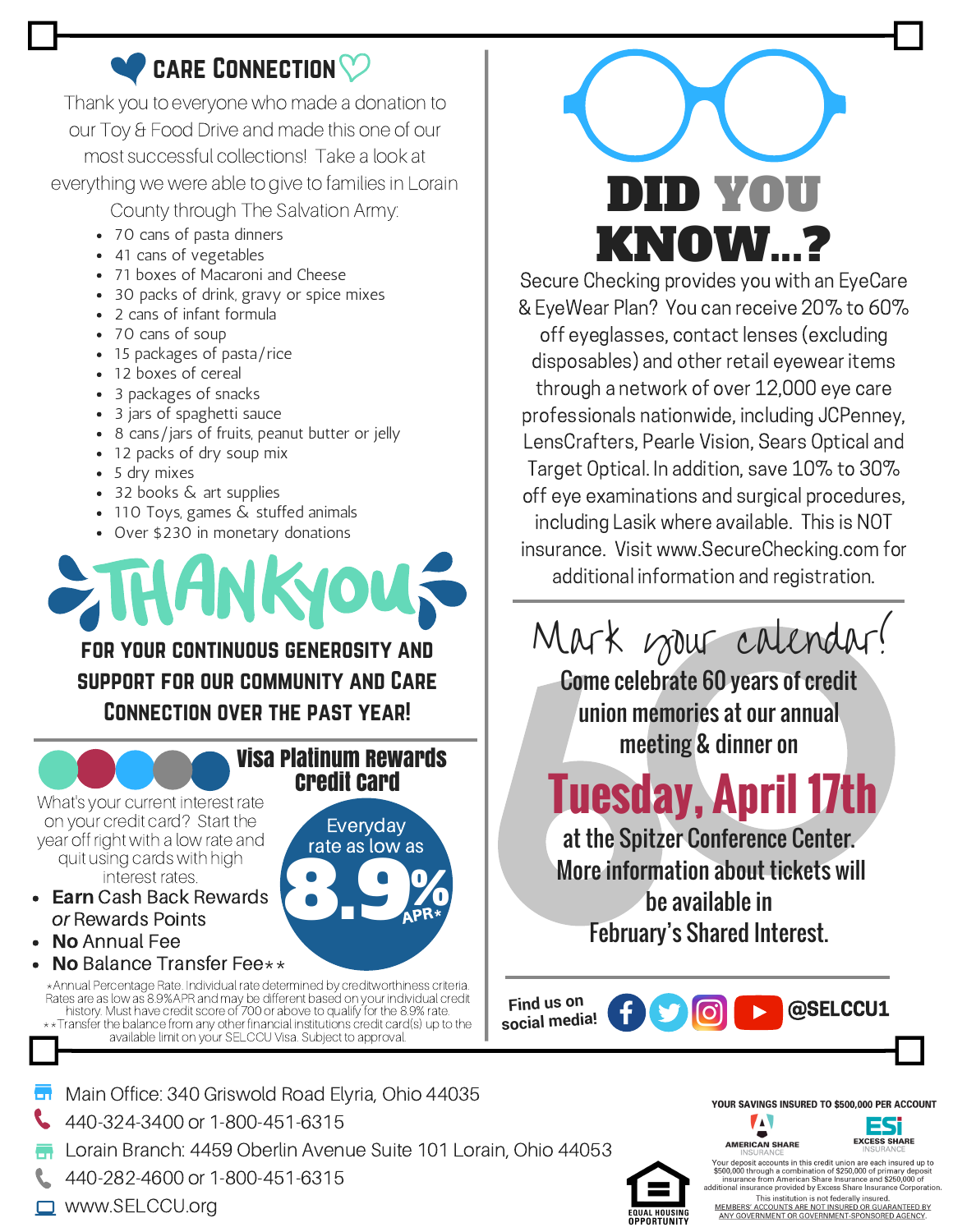## CARE CONNECTION

Thank you to everyone who made a donation to our Toy & Food Drive and made this one of our most successful collections! Take a look at everything we were able to give to families in Lorain County through The Salvation Army:

- 70 cans of pasta dinners
- 41 cans of vegetables
- 71 boxes of Macaroni and Cheese
- 30 packs of drink, gravy or spice mixes
- 2 cans of infant formula
- 70 cans of soup
- 15 packages of pasta/rice
- 12 boxes of cereal
- 3 packages of snacks
- 3 jars of spaghetti sauce
- 8 cans/jars of fruits, peanut butter or jelly
- 12 packs of dry soup mix
- 5 dry mixes
- 32 books & art supplies
- 110 Toys, games & stuffed animals
- Over $230 in monetary donations

# THANKyou

**FOR YOUR CONTINUOUS GENEROSITY AND SUPPORT FOR OUR COMMUNITY AND CARE CONNECTION OVER THE PAST YEAR!**

## Visa Platinum Rewards Credit Card

What's your current interest rate on your credit card? Start the year off right with a low rate and quit using cards with high interest rates.

Everyday rate as low as **8.9% APR***

- **Earn** Cash Back Rewards *or* Rewards Points
- **No** Annual Fee
- **No** Balance Transfer Fee**

*Annual Percentage Rate. Individual rate determined by creditworthiness criteria. Rates are as low as 8.9%APR and may be different based on your individual credit history. Must have credit score of 700 or above to qualify for the 8.9% rate.
**Transfer the balance from any other financial institutions credit card(s) up to the available limit on your SELCCU Visa. Subject to approval.

# DID YOU KNOW...?

Secure Checking provides you with an EyeCare & EyeWear Plan? You can receive 20% to 60% off eyeglasses, contact lenses (excluding disposables) and other retail eyewear items through a network of over 12,000 eye care professionals nationwide, including JCPenney, LensCrafters, Pearle Vision, Sears Optical and Target Optical. In addition, save 10% to 30% off eye examinations and surgical procedures, including Lasik where available. This is NOT insurance. Visit www.SecureChecking.com for additional information and registration.

## Mark your calendar!

Come celebrate 60 years of credit union memories at our annual meeting & dinner on

### Tuesday, April 17th

at the Spitzer Conference Center. More information about tickets will be available in February's Shared Interest.

Find us on social media! @SELCCU1

Main Office: 340 Griswold Road Elyria, Ohio 44035
440-324-3400 or 1-800-451-6315
Lorain Branch: 4459 Oberlin Avenue Suite 101 Lorain, Ohio 44053
440-282-4600 or 1-800-451-6315
www.SELCCU.org

EQUAL HOUSING OPPORTUNITY

YOUR SAVINGS INSURED TO $500,000 PER ACCOUNT

AMERICAN SHARE INSURANCE
EXCESS SHARE INSURANCE

Your deposit accounts in this credit union are each insured up to $500,000 through a combination of $250,000 of primary deposit insurance from American Share Insurance and $250,000 of additional insurance provided by Excess Share Insurance Corporation.
This institution is not federally insured.
MEMBERS' ACCOUNTS ARE NOT INSURED OR GUARANTEED BY ANY GOVERNMENT OR GOVERNMENT-SPONSORED AGENCY.